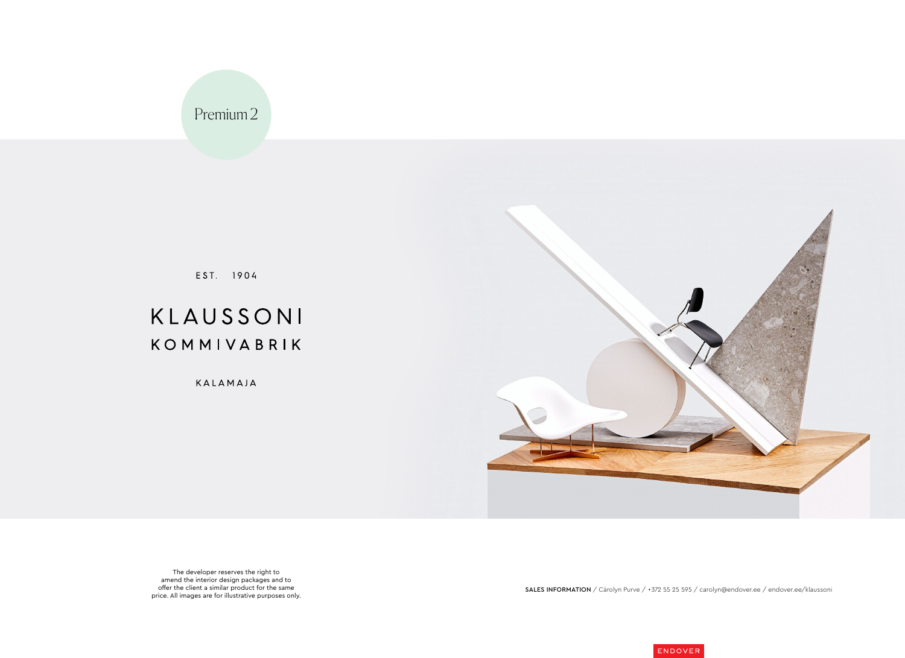Premium 2

EST. 1904

# KLAUSSONI
## KOMMIVABRIK

KALAMAJA

The developer reserves the right to amend the interior design packages and to offer the client a similar product for the same price. All images are for illustrative purposes only.

**SALES INFORMATION** / Cärolyn Purve / +372 55 25 595 / carolyn@endover.ee / endover.ee/klaussoni

ENDOVER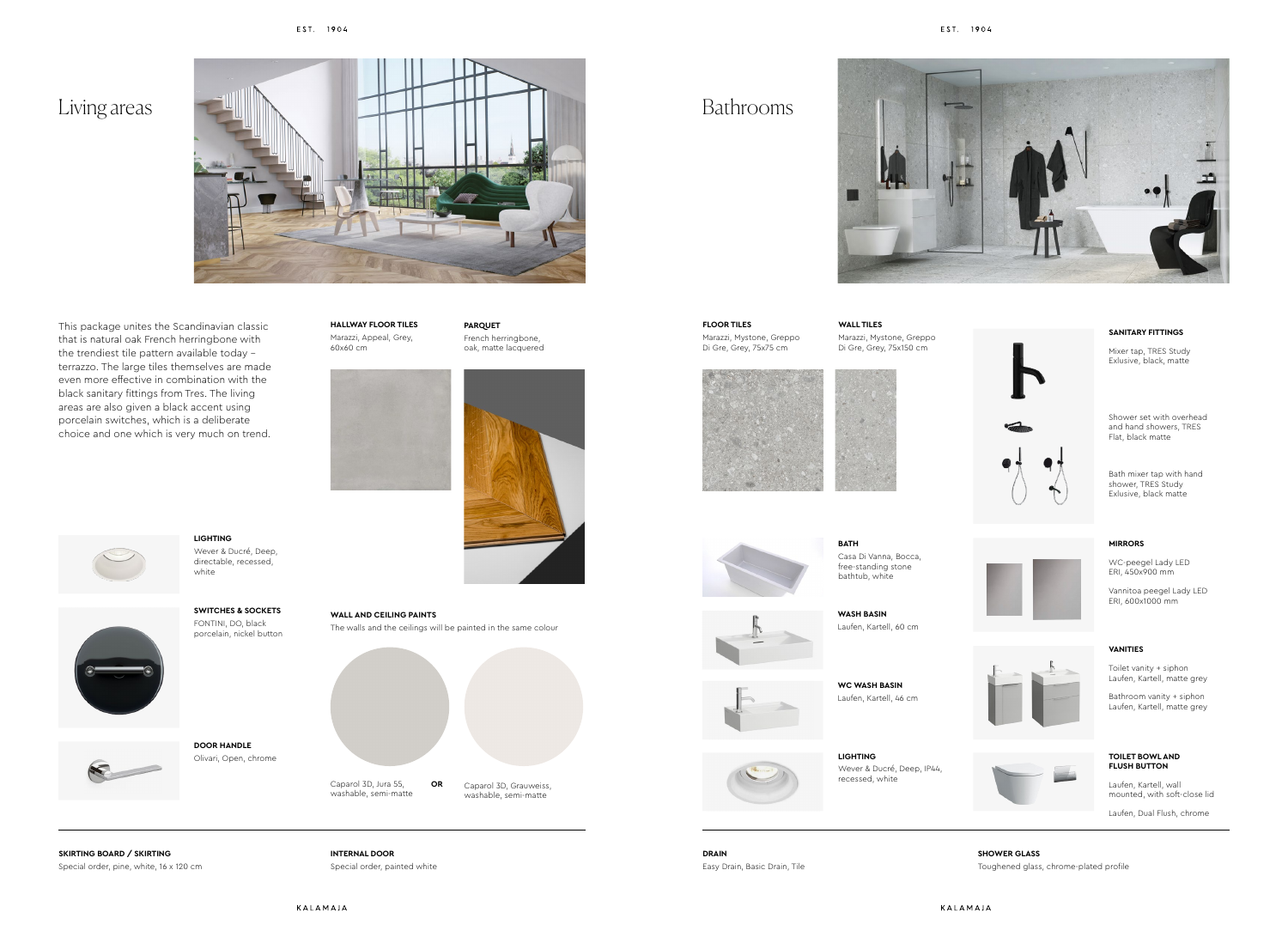# Living areas

This package unites the Scandinavian classic that is natural oak French herringbone with the trendiest tile pattern available today – terrazzo. The large tiles themselves are made even more effective in combination with the black sanitary fittings from Tres. The living areas are also given a black accent using porcelain switches, which is a deliberate choice and one which is very much on trend.

**HALLWAY FLOOR TILES**
Marazzi, Appeal, Grey, 60x60 cm

**PARQUET**
French herringbone, oak, matte lacquered

**LIGHTING**
Wever & Ducré, Deep, directable, recessed, white

**SWITCHES & SOCKETS**
FONTINI, DO, black porcelain, nickel button

**DOOR HANDLE**
Olivari, Open, chrome

**WALL AND CEILING PAINTS**
The walls and the ceilings will be painted in the same colour

Caparol 3D, Jura 55, washable, semi-matte **OR** Caparol 3D, Grauweiss, washable, semi-matte

**SKIRTING BOARD / SKIRTING**
Special order, pine, white, 16 x 120 cm

**INTERNAL DOOR**
Special order, painted white

# Bathrooms

**FLOOR TILES**
Marazzi, Mystone, Greppo Di Gre, Grey, 75x75 cm

**WALL TILES**
Marazzi, Mystone, Greppo Di Gre, Grey, 75x150 cm

**SANITARY FITTINGS**
Mixer tap, TRES Study Exlusive, black, matte

Shower set with overhead and hand showers, TRES Flat, black matte

Bath mixer tap with hand shower, TRES Study Exlusive, black matte

**BATH**
Casa Di Vanna, Bocca, free-standing stone bathtub, white

**WASH BASIN**
Laufen, Kartell, 60 cm

**WC WASH BASIN**
Laufen, Kartell, 46 cm

**LIGHTING**
Wever & Ducré, Deep, IP44, recessed, white

**MIRRORS**
WC-peegel Lady LED ERI, 450x900 mm

Vannitoa peegel Lady LED ERI, 600x1000 mm

**VANITIES**
Toilet vanity + siphon Laufen, Kartell, matte grey

Bathroom vanity + siphon Laufen, Kartell, matte grey

**TOILET BOWL AND FLUSH BUTTON**
Laufen, Kartell, wall mounted, with soft-close lid

Laufen, Dual Flush, chrome

**DRAIN**
Easy Drain, Basic Drain, Tile

**SHOWER GLASS**
Toughened glass, chrome-plated profile